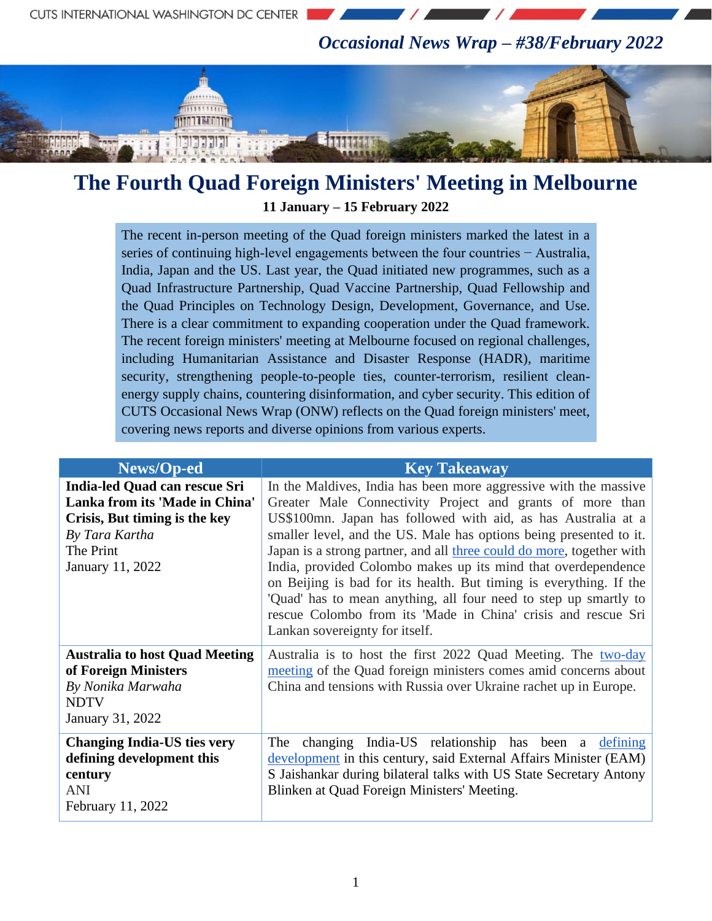*Occasional News Wrap – #38/February 2022*

# The Fourth Quad Foreign Ministers' Meeting in Melbourne

**11 January – 15 February 2022**

The recent in-person meeting of the Quad foreign ministers marked the latest in a series of continuing high-level engagements between the four countries − Australia, India, Japan and the US. Last year, the Quad initiated new programmes, such as a Quad Infrastructure Partnership, Quad Vaccine Partnership, Quad Fellowship and the Quad Principles on Technology Design, Development, Governance, and Use. There is a clear commitment to expanding cooperation under the Quad framework. The recent foreign ministers' meeting at Melbourne focused on regional challenges, including Humanitarian Assistance and Disaster Response (HADR), maritime security, strengthening people-to-people ties, counter-terrorism, resilient clean-energy supply chains, countering disinformation, and cyber security. This edition of CUTS Occasional News Wrap (ONW) reflects on the Quad foreign ministers' meet, covering news reports and diverse opinions from various experts.

| News/Op-ed | Key Takeaway |
|---|---|
| **India-led Quad can rescue Sri Lanka from its 'Made in China' Crisis, But timing is the key**<br>*By Tara Kartha*<br>The Print<br>January 11, 2022 | In the Maldives, India has been more aggressive with the massive Greater Male Connectivity Project and grants of more than US$100mn. Japan has followed with aid, as has Australia at a smaller level, and the US. Male has options being presented to it. Japan is a strong partner, and all three could do more, together with India, provided Colombo makes up its mind that overdependence on Beijing is bad for its health. But timing is everything. If the 'Quad' has to mean anything, all four need to step up smartly to rescue Colombo from its 'Made in China' crisis and rescue Sri Lankan sovereignty for itself. |
| **Australia to host Quad Meeting of Foreign Ministers**<br>*By Nonika Marwaha*<br>NDTV<br>January 31, 2022 | Australia is to host the first 2022 Quad Meeting. The two-day meeting of the Quad foreign ministers comes amid concerns about China and tensions with Russia over Ukraine rachet up in Europe. |
| **Changing India-US ties very defining development this century**<br>ANI<br>February 11, 2022 | The changing India-US relationship has been a defining development in this century, said External Affairs Minister (EAM) S Jaishankar during bilateral talks with US State Secretary Antony Blinken at Quad Foreign Ministers' Meeting. |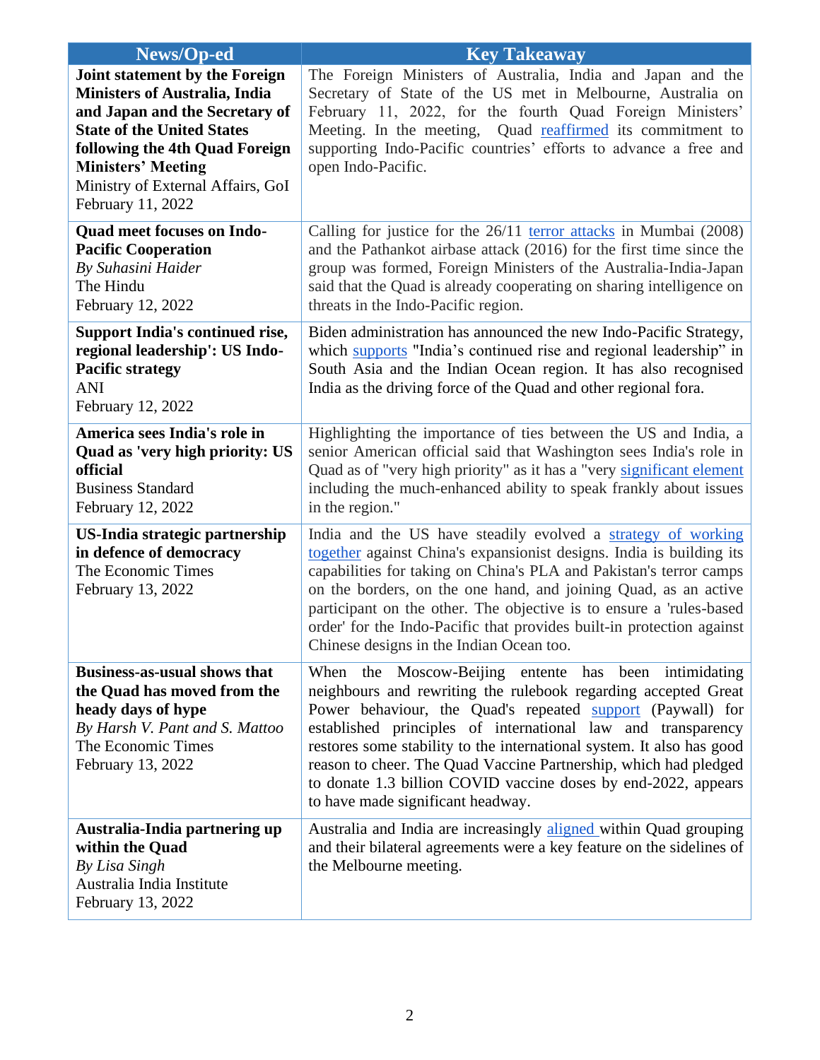| News/Op-ed | Key Takeaway |
| --- | --- |
| **Joint statement by the Foreign Ministers of Australia, India and Japan and the Secretary of State of the United States following the 4th Quad Foreign Ministers' Meeting**<br>Ministry of External Affairs, GoI<br>February 11, 2022 | The Foreign Ministers of Australia, India and Japan and the Secretary of State of the US met in Melbourne, Australia on February 11, 2022, for the fourth Quad Foreign Ministers' Meeting. In the meeting, Quad reaffirmed its commitment to supporting Indo-Pacific countries' efforts to advance a free and open Indo-Pacific. |
| **Quad meet focuses on Indo-Pacific Cooperation**<br>*By Suhasini Haider*<br>The Hindu<br>February 12, 2022 | Calling for justice for the 26/11 terror attacks in Mumbai (2008) and the Pathankot airbase attack (2016) for the first time since the group was formed, Foreign Ministers of the Australia-India-Japan said that the Quad is already cooperating on sharing intelligence on threats in the Indo-Pacific region. |
| **Support India's continued rise, regional leadership': US Indo-Pacific strategy**<br>ANI<br>February 12, 2022 | Biden administration has announced the new Indo-Pacific Strategy, which supports "India's continued rise and regional leadership" in South Asia and the Indian Ocean region. It has also recognised India as the driving force of the Quad and other regional fora. |
| **America sees India's role in Quad as 'very high priority: US official**<br>Business Standard<br>February 12, 2022 | Highlighting the importance of ties between the US and India, a senior American official said that Washington sees India's role in Quad as of "very high priority" as it has a "very significant element including the much-enhanced ability to speak frankly about issues in the region." |
| **US-India strategic partnership in defence of democracy**<br>The Economic Times<br>February 13, 2022 | India and the US have steadily evolved a strategy of working together against China's expansionist designs. India is building its capabilities for taking on China's PLA and Pakistan's terror camps on the borders, on the one hand, and joining Quad, as an active participant on the other. The objective is to ensure a 'rules-based order' for the Indo-Pacific that provides built-in protection against Chinese designs in the Indian Ocean too. |
| **Business-as-usual shows that the Quad has moved from the heady days of hype**<br>*By Harsh V. Pant and S. Mattoo*<br>The Economic Times<br>February 13, 2022 | When the Moscow-Beijing entente has been intimidating neighbours and rewriting the rulebook regarding accepted Great Power behaviour, the Quad's repeated support (Paywall) for established principles of international law and transparency restores some stability to the international system. It also has good reason to cheer. The Quad Vaccine Partnership, which had pledged to donate 1.3 billion COVID vaccine doses by end-2022, appears to have made significant headway. |
| **Australia-India partnering up within the Quad**<br>*By Lisa Singh*<br>Australia India Institute<br>February 13, 2022 | Australia and India are increasingly aligned within Quad grouping and their bilateral agreements were a key feature on the sidelines of the Melbourne meeting. |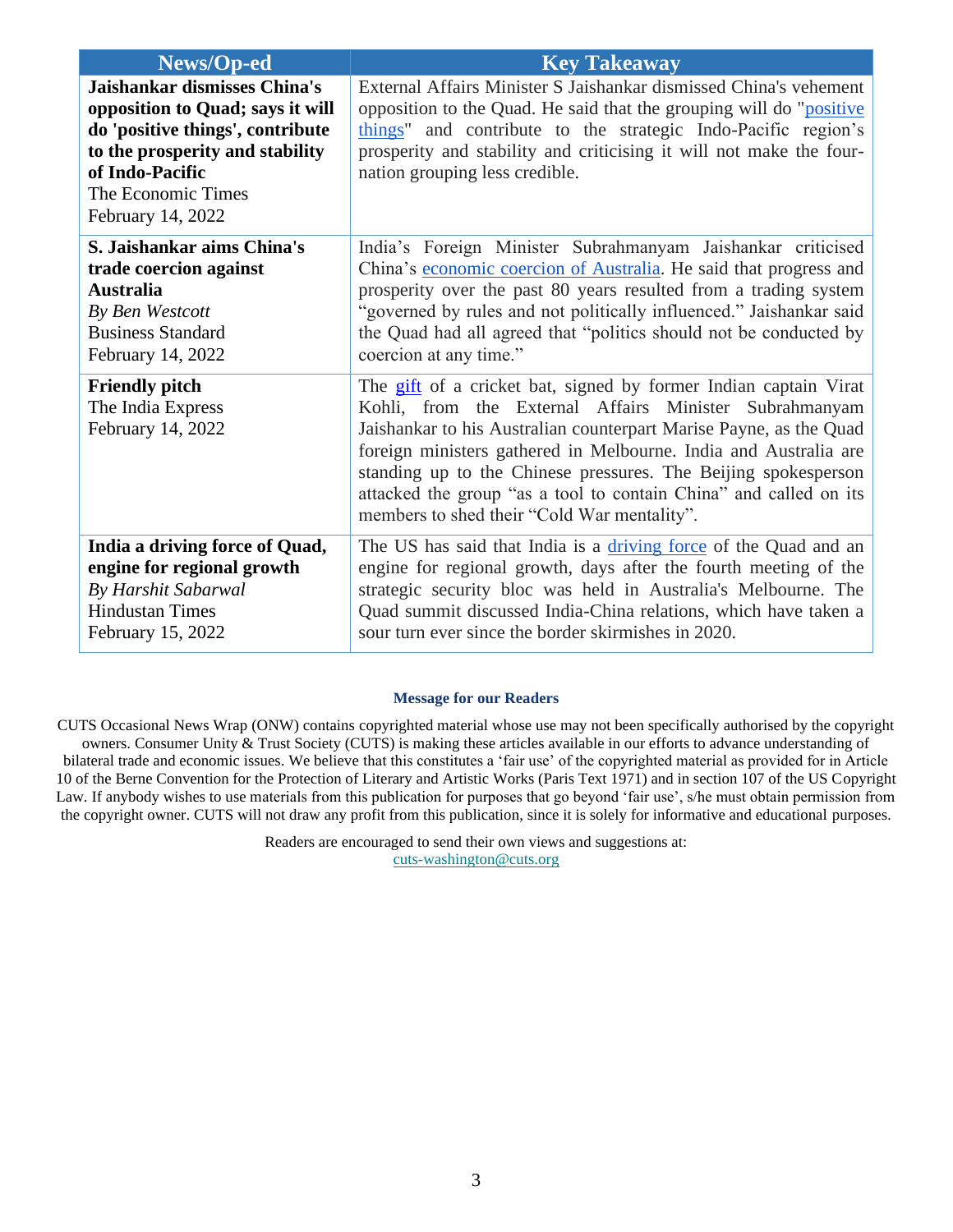| News/Op-ed | Key Takeaway |
|---|---|
| **Jaishankar dismisses China's opposition to Quad; says it will do 'positive things', contribute to the prosperity and stability of Indo-Pacific**<br>The Economic Times<br>February 14, 2022 | External Affairs Minister S Jaishankar dismissed China's vehement opposition to the Quad. He said that the grouping will do "positive things" and contribute to the strategic Indo-Pacific region's prosperity and stability and criticising it will not make the four-nation grouping less credible. |
| **S. Jaishankar aims China's trade coercion against Australia**<br>*By Ben Westcott*<br>Business Standard<br>February 14, 2022 | India's Foreign Minister Subrahmanyam Jaishankar criticised China's economic coercion of Australia. He said that progress and prosperity over the past 80 years resulted from a trading system "governed by rules and not politically influenced." Jaishankar said the Quad had all agreed that "politics should not be conducted by coercion at any time." |
| **Friendly pitch**<br>The India Express<br>February 14, 2022 | The gift of a cricket bat, signed by former Indian captain Virat Kohli, from the External Affairs Minister Subrahmanyam Jaishankar to his Australian counterpart Marise Payne, as the Quad foreign ministers gathered in Melbourne. India and Australia are standing up to the Chinese pressures. The Beijing spokesperson attacked the group "as a tool to contain China" and called on its members to shed their "Cold War mentality". |
| **India a driving force of Quad, engine for regional growth**<br>*By Harshit Sabarwal*<br>Hindustan Times<br>February 15, 2022 | The US has said that India is a driving force of the Quad and an engine for regional growth, days after the fourth meeting of the strategic security bloc was held in Australia's Melbourne. The Quad summit discussed India-China relations, which have taken a sour turn ever since the border skirmishes in 2020. |

**Message for our Readers**

CUTS Occasional News Wrap (ONW) contains copyrighted material whose use may not been specifically authorised by the copyright owners. Consumer Unity & Trust Society (CUTS) is making these articles available in our efforts to advance understanding of bilateral trade and economic issues. We believe that this constitutes a 'fair use' of the copyrighted material as provided for in Article 10 of the Berne Convention for the Protection of Literary and Artistic Works (Paris Text 1971) and in section 107 of the US Copyright Law. If anybody wishes to use materials from this publication for purposes that go beyond 'fair use', s/he must obtain permission from the copyright owner. CUTS will not draw any profit from this publication, since it is solely for informative and educational purposes.

Readers are encouraged to send their own views and suggestions at:
cuts-washington@cuts.org